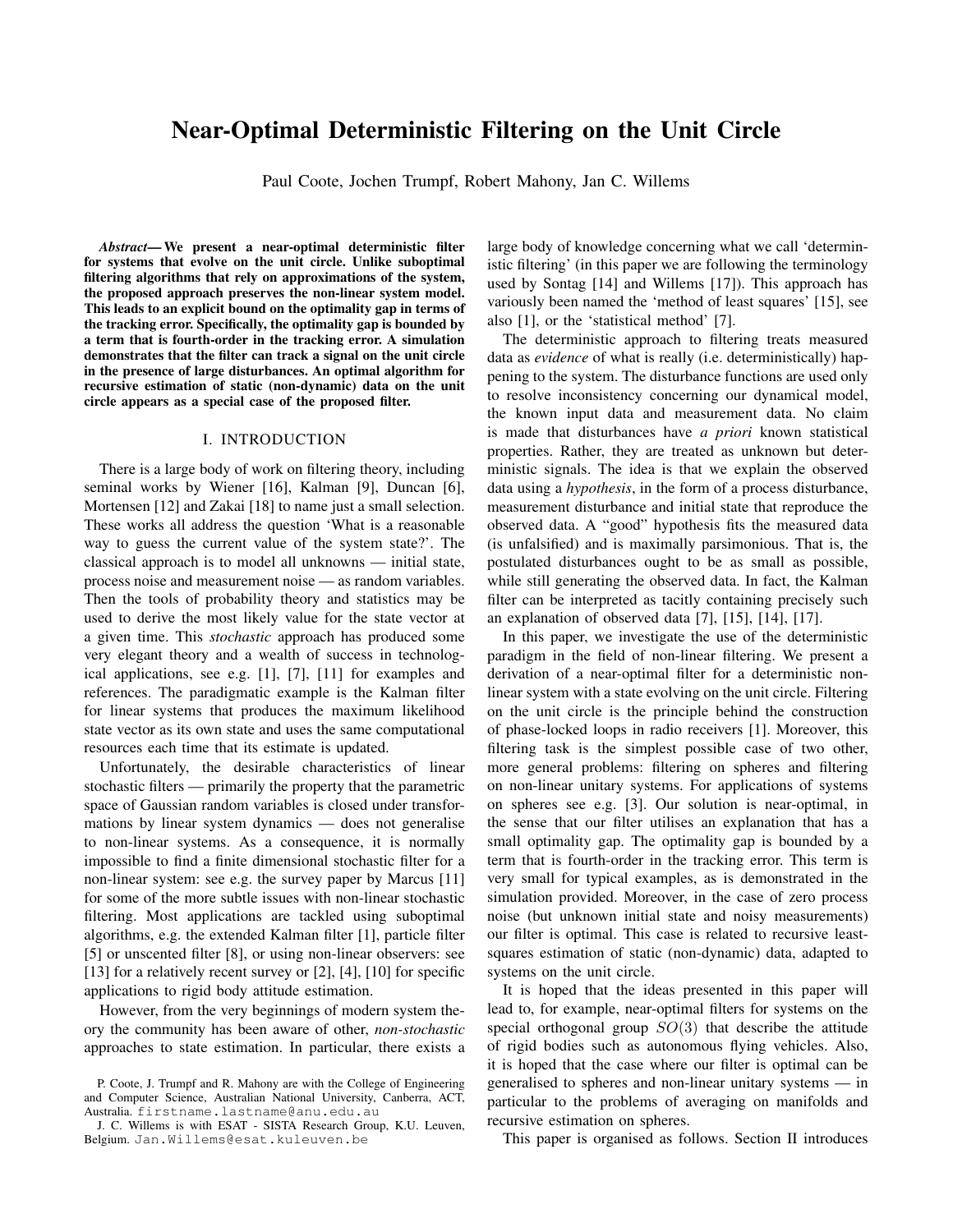# Near-Optimal Deterministic Filtering on the Unit Circle

Paul Coote, Jochen Trumpf, Robert Mahony, Jan C. Willems

***Abstract*— We present a near-optimal deterministic filter for systems that evolve on the unit circle. Unlike suboptimal filtering algorithms that rely on approximations of the system, the proposed approach preserves the non-linear system model. This leads to an explicit bound on the optimality gap in terms of the tracking error. Specifically, the optimality gap is bounded by a term that is fourth-order in the tracking error. A simulation demonstrates that the filter can track a signal on the unit circle in the presence of large disturbances. An optimal algorithm for recursive estimation of static (non-dynamic) data on the unit circle appears as a special case of the proposed filter.**

## I. INTRODUCTION

There is a large body of work on filtering theory, including seminal works by Wiener [16], Kalman [9], Duncan [6], Mortensen [12] and Zakai [18] to name just a small selection. These works all address the question 'What is a reasonable way to guess the current value of the system state?'. The classical approach is to model all unknowns — initial state, process noise and measurement noise — as random variables. Then the tools of probability theory and statistics may be used to derive the most likely value for the state vector at a given time. This *stochastic* approach has produced some very elegant theory and a wealth of success in technological applications, see e.g. [1], [7], [11] for examples and references. The paradigmatic example is the Kalman filter for linear systems that produces the maximum likelihood state vector as its own state and uses the same computational resources each time that its estimate is updated.

Unfortunately, the desirable characteristics of linear stochastic filters — primarily the property that the parametric space of Gaussian random variables is closed under transformations by linear system dynamics — does not generalise to non-linear systems. As a consequence, it is normally impossible to find a finite dimensional stochastic filter for a non-linear system: see e.g. the survey paper by Marcus [11] for some of the more subtle issues with non-linear stochastic filtering. Most applications are tackled using suboptimal algorithms, e.g. the extended Kalman filter [1], particle filter [5] or unscented filter [8], or using non-linear observers: see [13] for a relatively recent survey or [2], [4], [10] for specific applications to rigid body attitude estimation.

However, from the very beginnings of modern system theory the community has been aware of other, *non-stochastic* approaches to state estimation. In particular, there exists a large body of knowledge concerning what we call 'deterministic filtering' (in this paper we are following the terminology used by Sontag [14] and Willems [17]). This approach has variously been named the 'method of least squares' [15], see also [1], or the 'statistical method' [7].

The deterministic approach to filtering treats measured data as *evidence* of what is really (i.e. deterministically) happening to the system. The disturbance functions are used only to resolve inconsistency concerning our dynamical model, the known input data and measurement data. No claim is made that disturbances have *a priori* known statistical properties. Rather, they are treated as unknown but deterministic signals. The idea is that we explain the observed data using a *hypothesis*, in the form of a process disturbance, measurement disturbance and initial state that reproduce the observed data. A "good" hypothesis fits the measured data (is unfalsified) and is maximally parsimonious. That is, the postulated disturbances ought to be as small as possible, while still generating the observed data. In fact, the Kalman filter can be interpreted as tacitly containing precisely such an explanation of observed data [7], [15], [14], [17].

In this paper, we investigate the use of the deterministic paradigm in the field of non-linear filtering. We present a derivation of a near-optimal filter for a deterministic non-linear system with a state evolving on the unit circle. Filtering on the unit circle is the principle behind the construction of phase-locked loops in radio receivers [1]. Moreover, this filtering task is the simplest possible case of two other, more general problems: filtering on spheres and filtering on non-linear unitary systems. For applications of systems on spheres see e.g. [3]. Our solution is near-optimal, in the sense that our filter utilises an explanation that has a small optimality gap. The optimality gap is bounded by a term that is fourth-order in the tracking error. This term is very small for typical examples, as is demonstrated in the simulation provided. Moreover, in the case of zero process noise (but unknown initial state and noisy measurements) our filter is optimal. This case is related to recursive least-squares estimation of static (non-dynamic) data, adapted to systems on the unit circle.

It is hoped that the ideas presented in this paper will lead to, for example, near-optimal filters for systems on the special orthogonal group $SO(3)$ that describe the attitude of rigid bodies such as autonomous flying vehicles. Also, it is hoped that the case where our filter is optimal can be generalised to spheres and non-linear unitary systems — in particular to the problems of averaging on manifolds and recursive estimation on spheres.

This paper is organised as follows. Section II introduces

P. Coote, J. Trumpf and R. Mahony are with the College of Engineering and Computer Science, Australian National University, Canberra, ACT, Australia. firstname.lastname@anu.edu.au

J. C. Willems is with ESAT - SISTA Research Group, K.U. Leuven, Belgium. Jan.Willems@esat.kuleuven.be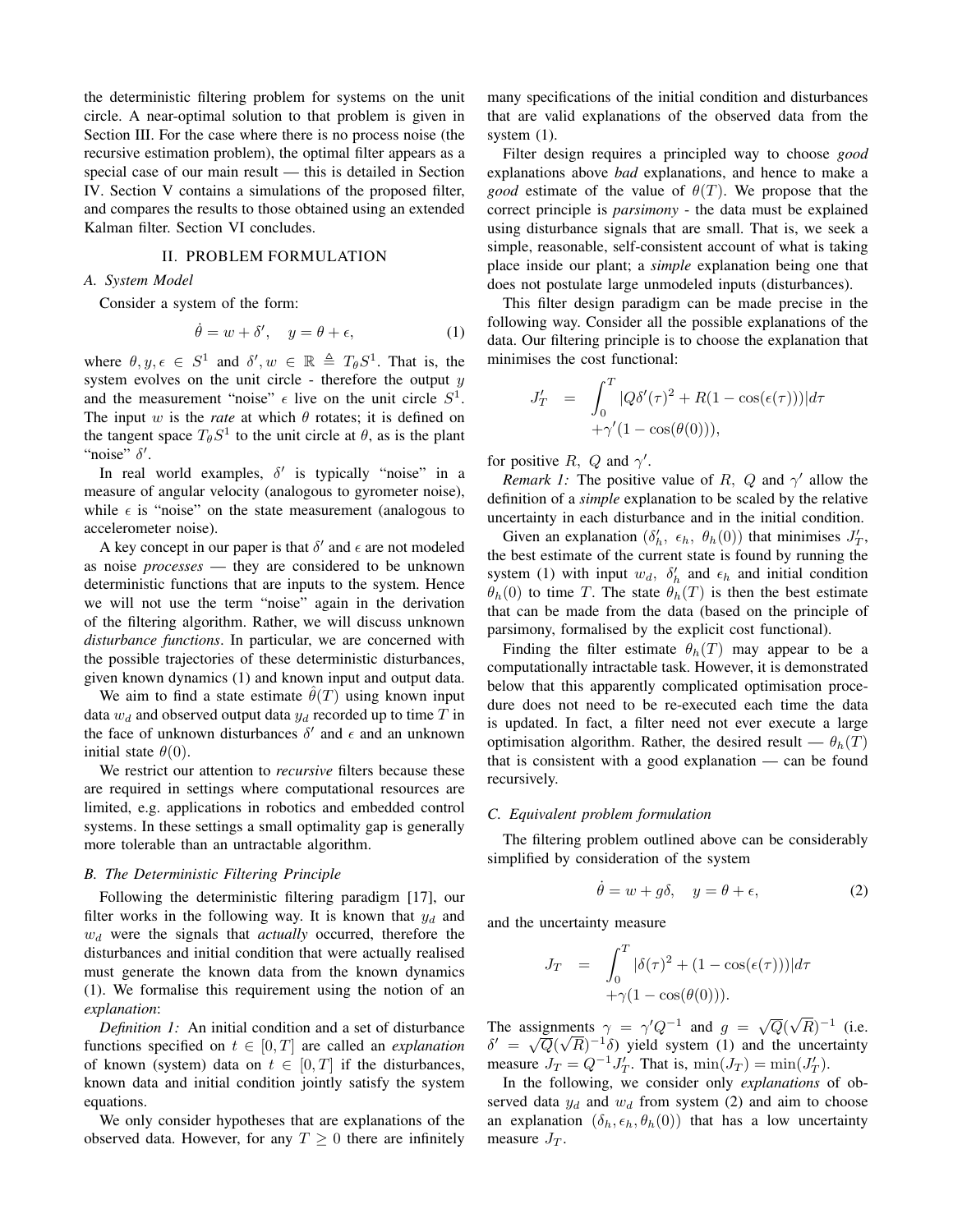the deterministic filtering problem for systems on the unit circle. A near-optimal solution to that problem is given in Section III. For the case where there is no process noise (the recursive estimation problem), the optimal filter appears as a special case of our main result — this is detailed in Section IV. Section V contains a simulations of the proposed filter, and compares the results to those obtained using an extended Kalman filter. Section VI concludes.

## II. PROBLEM FORMULATION

### A. System Model

Consider a system of the form:

$$\dot{\theta} = w + \delta', \quad y = \theta + \epsilon, \tag{1}$$

where $\theta, y, \epsilon \in S^1$ and $\delta', w \in \mathbb{R} \triangleq T_\theta S^1$. That is, the system evolves on the unit circle - therefore the output $y$ and the measurement "noise" $\epsilon$ live on the unit circle $S^1$. The input $w$ is the *rate* at which $\theta$ rotates; it is defined on the tangent space $T_\theta S^1$ to the unit circle at $\theta$, as is the plant "noise" $\delta'$.

In real world examples, $\delta'$ is typically "noise" in a measure of angular velocity (analogous to gyrometer noise), while $\epsilon$ is "noise" on the state measurement (analogous to accelerometer noise).

A key concept in our paper is that $\delta'$ and $\epsilon$ are not modeled as noise *processes* — they are considered to be unknown deterministic functions that are inputs to the system. Hence we will not use the term "noise" again in the derivation of the filtering algorithm. Rather, we will discuss unknown *disturbance functions*. In particular, we are concerned with the possible trajectories of these deterministic disturbances, given known dynamics (1) and known input and output data.

We aim to find a state estimate $\hat{\theta}(T)$ using known input data $w_d$ and observed output data $y_d$ recorded up to time $T$ in the face of unknown disturbances $\delta'$ and $\epsilon$ and an unknown initial state $\theta(0)$.

We restrict our attention to *recursive* filters because these are required in settings where computational resources are limited, e.g. applications in robotics and embedded control systems. In these settings a small optimality gap is generally more tolerable than an untractable algorithm.

### B. The Deterministic Filtering Principle

Following the deterministic filtering paradigm [17], our filter works in the following way. It is known that $y_d$ and $w_d$ were the signals that *actually* occurred, therefore the disturbances and initial condition that were actually realised must generate the known data from the known dynamics (1). We formalise this requirement using the notion of an *explanation*:

*Definition 1:* An initial condition and a set of disturbance functions specified on $t \in [0, T]$ are called an *explanation* of known (system) data on $t \in [0, T]$ if the disturbances, known data and initial condition jointly satisfy the system equations.

We only consider hypotheses that are explanations of the observed data. However, for any $T \geq 0$ there are infinitely many specifications of the initial condition and disturbances that are valid explanations of the observed data from the system (1).

Filter design requires a principled way to choose *good* explanations above *bad* explanations, and hence to make a *good* estimate of the value of $\theta(T)$. We propose that the correct principle is *parsimony* - the data must be explained using disturbance signals that are small. That is, we seek a simple, reasonable, self-consistent account of what is taking place inside our plant; a *simple* explanation being one that does not postulate large unmodeled inputs (disturbances).

This filter design paradigm can be made precise in the following way. Consider all the possible explanations of the data. Our filtering principle is to choose the explanation that minimises the cost functional:

$$\begin{aligned} J'_T &= \int_0^T |Q\delta'(\tau)^2 + R(1 - \cos(\epsilon(\tau)))| d\tau \\ &\quad + \gamma'(1 - \cos(\theta(0))), \end{aligned}$$

for positive $R$, $Q$ and $\gamma'$.

*Remark 1:* The positive value of $R$, $Q$ and $\gamma'$ allow the definition of a *simple* explanation to be scaled by the relative uncertainty in each disturbance and in the initial condition.

Given an explanation $(\delta'_h,\ \epsilon_h,\ \theta_h(0))$ that minimises $J'_T$, the best estimate of the current state is found by running the system (1) with input $w_d$, $\delta'_h$ and $\epsilon_h$ and initial condition $\theta_h(0)$ to time $T$. The state $\theta_h(T)$ is then the best estimate that can be made from the data (based on the principle of parsimony, formalised by the explicit cost functional).

Finding the filter estimate $\theta_h(T)$ may appear to be a computationally intractable task. However, it is demonstrated below that this apparently complicated optimisation procedure does not need to be re-executed each time the data is updated. In fact, a filter need not ever execute a large optimisation algorithm. Rather, the desired result — $\theta_h(T)$ that is consistent with a good explanation — can be found recursively.

### C. Equivalent problem formulation

The filtering problem outlined above can be considerably simplified by consideration of the system

$$\dot{\theta} = w + g\delta, \quad y = \theta + \epsilon, \tag{2}$$

and the uncertainty measure

$$\begin{aligned} J_T &= \int_0^T |\delta(\tau)^2 + (1 - \cos(\epsilon(\tau)))| d\tau \\ &\quad + \gamma(1 - \cos(\theta(0))). \end{aligned}$$

The assignments $\gamma = \gamma' Q^{-1}$ and $g = \sqrt{Q}(\sqrt{R})^{-1}$ (i.e. $\delta' = \sqrt{Q}(\sqrt{R})^{-1}\delta$) yield system (1) and the uncertainty measure $J_T = Q^{-1} J'_T$. That is, $\min(J_T) = \min(J'_T)$.

In the following, we consider only *explanations* of observed data $y_d$ and $w_d$ from system (2) and aim to choose an explanation $(\delta_h, \epsilon_h, \theta_h(0))$ that has a low uncertainty measure $J_T$.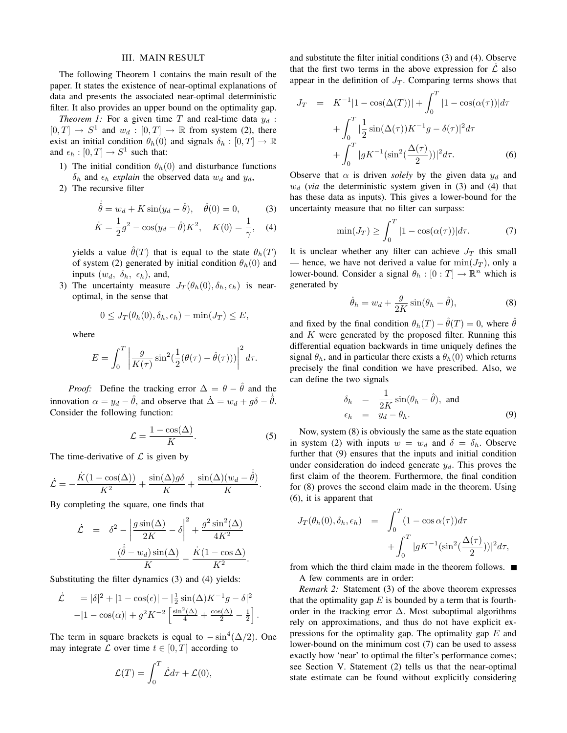## III. MAIN RESULT

The following Theorem 1 contains the main result of the paper. It states the existence of near-optimal explanations of data and presents the associated near-optimal deterministic filter. It also provides an upper bound on the optimality gap.

*Theorem 1:* For a given time $T$ and real-time data $y_d : [0,T] \to S^1$ and $w_d : [0,T] \to \mathbb{R}$ from system (2), there exist an initial condition $\theta_h(0)$ and signals $\delta_h : [0,T] \to \mathbb{R}$ and $\epsilon_h : [0,T] \to S^1$ such that:

1) The initial condition $\theta_h(0)$ and disturbance functions $\delta_h$ and $\epsilon_h$ *explain* the observed data $w_d$ and $y_d$,
2) The recursive filter

$$\dot{\hat{\theta}} = w_d + K\sin(y_d - \hat{\theta}), \quad \hat{\theta}(0) = 0, \tag{3}$$

$$\dot{K} = \frac{1}{2}g^2 - \cos(y_d - \hat{\theta})K^2, \quad K(0) = \frac{1}{\gamma}, \tag{4}$$

   yields a value $\hat{\theta}(T)$ that is equal to the state $\theta_h(T)$ of system (2) generated by initial condition $\theta_h(0)$ and inputs $(w_d,\ \delta_h,\ \epsilon_h)$, and,
3) The uncertainty measure $J_T(\theta_h(0), \delta_h, \epsilon_h)$ is near-optimal, in the sense that

$$0 \le J_T(\theta_h(0), \delta_h, \epsilon_h) - \min(J_T) \le E,$$

   where

$$E = \int_0^T \left| \frac{g}{K(\tau)} \sin^2\left(\frac{1}{2}(\theta(\tau) - \hat{\theta}(\tau))\right)\right|^2 d\tau.$$

*Proof:* Define the tracking error $\Delta = \theta - \hat{\theta}$ and the innovation $\alpha = y_d - \hat{\theta}$, and observe that $\dot{\Delta} = w_d + g\delta - \dot{\hat{\theta}}$. Consider the following function:

$$\mathcal{L} = \frac{1 - \cos(\Delta)}{K}. \tag{5}$$

The time-derivative of $\mathcal{L}$ is given by

$$\dot{\mathcal{L}} = -\frac{\dot{K}(1 - \cos(\Delta))}{K^2} + \frac{\sin(\Delta)g\delta}{K} + \frac{\sin(\Delta)(w_d - \dot{\hat{\theta}})}{K}.$$

By completing the square, one finds that

$$\begin{aligned}\dot{\mathcal{L}} &= \delta^2 - \left|\frac{g\sin(\Delta)}{2K} - \delta\right|^2 + \frac{g^2\sin^2(\Delta)}{4K^2} \\ &\quad - \frac{(\dot{\hat{\theta}} - w_d)\sin(\Delta)}{K} - \frac{\dot{K}(1 - \cos\Delta)}{K^2}.\end{aligned}$$

Substituting the filter dynamics (3) and (4) yields:

$$\begin{aligned}\dot{\mathcal{L}} \quad &= |\delta|^2 + |1 - \cos(\epsilon)| - |\tfrac{1}{2}\sin(\Delta)K^{-1}g - \delta|^2 \\ &- |1 - \cos(\alpha)| + g^2K^{-2}\left[\tfrac{\sin^2(\Delta)}{4} + \tfrac{\cos(\Delta)}{2} - \tfrac{1}{2}\right].\end{aligned}$$

The term in square brackets is equal to $-\sin^4(\Delta/2)$. One may integrate $\mathcal{L}$ over time $t \in [0,T]$ according to

$$\mathcal{L}(T) = \int_0^T \dot{\mathcal{L}} d\tau + \mathcal{L}(0),$$

and substitute the filter initial conditions (3) and (4). Observe that the first two terms in the above expression for $\dot{\mathcal{L}}$ also appear in the definition of $J_T$. Comparing terms shows that

$$\begin{aligned}J_T \quad &= \quad K^{-1}|1 - \cos(\Delta(T))| + \int_0^T |1 - \cos(\alpha(\tau))| d\tau \\ &\quad + \int_0^T |\frac{1}{2}\sin(\Delta(\tau))K^{-1}g - \delta(\tau)|^2 d\tau \\ &\quad + \int_0^T |gK^{-1}(\sin^2(\frac{\Delta(\tau)}{2}))|^2 d\tau.\end{aligned} \tag{6}$$

Observe that $\alpha$ is driven *solely* by the given data $y_d$ and $w_d$ (*via* the deterministic system given in (3) and (4) that has these data as inputs). This gives a lower-bound for the uncertainty measure that no filter can surpass:

$$\min(J_T) \ge \int_0^T |1 - \cos(\alpha(\tau))| d\tau. \tag{7}$$

It is unclear whether any filter can achieve $J_T$ this small — hence, we have not derived a value for $\min(J_T)$, only a lower-bound. Consider a signal $\theta_h : [0:T] \to \mathbb{R}^n$ which is generated by

$$\dot{\theta}_h = w_d + \frac{g}{2K}\sin(\theta_h - \hat{\theta}), \tag{8}$$

and fixed by the final condition $\theta_h(T) - \hat{\theta}(T) = 0$, where $\hat{\theta}$ and $K$ were generated by the proposed filter. Running this differential equation backwards in time uniquely defines the signal $\theta_h$, and in particular there exists a $\theta_h(0)$ which returns precisely the final condition we have prescribed. Also, we can define the two signals

$$\begin{aligned}\delta_h \quad &= \quad \frac{1}{2K}\sin(\theta_h - \hat{\theta}), \text{ and} \\ \epsilon_h \quad &= \quad y_d - \theta_h.\end{aligned} \tag{9}$$

Now, system (8) is obviously the same as the state equation in system (2) with inputs $w = w_d$ and $\delta = \delta_h$. Observe further that (9) ensures that the inputs and initial condition under consideration do indeed generate $y_d$. This proves the first claim of the theorem. Furthermore, the final condition for (8) proves the second claim made in the theorem. Using (6), it is apparent that

$$\begin{aligned}J_T(\theta_h(0), \delta_h, \epsilon_h) \quad &= \quad \int_0^T (1 - \cos\alpha(\tau)) d\tau \\ &\quad + \int_0^T |gK^{-1}(\sin^2(\frac{\Delta(\tau)}{2}))|^2 d\tau,\end{aligned}$$

from which the third claim made in the theorem follows. ■

A few comments are in order:

*Remark 2:* Statement (3) of the above theorem expresses that the optimality gap $E$ is bounded by a term that is fourth-order in the tracking error $\Delta$. Most suboptimal algorithms rely on approximations, and thus do not have explicit expressions for the optimality gap. The optimality gap $E$ and lower-bound on the minimum cost (7) can be used to assess exactly how 'near' to optimal the filter's performance comes; see Section V. Statement (2) tells us that the near-optimal state estimate can be found without explicitly considering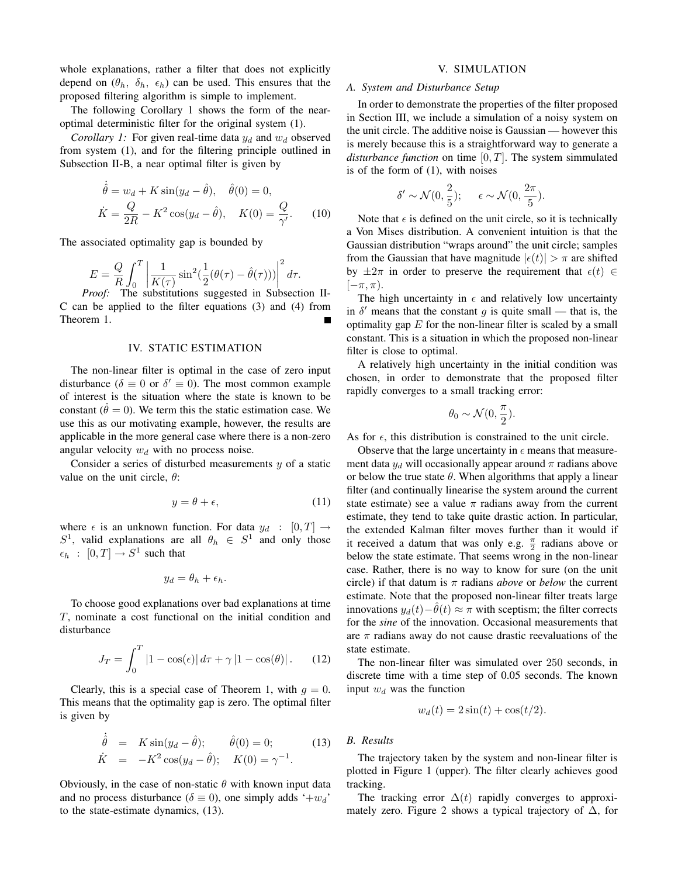whole explanations, rather a filter that does not explicitly depend on $(\theta_h,\ \delta_h,\ \epsilon_h)$ can be used. This ensures that the proposed filtering algorithm is simple to implement.

The following Corollary 1 shows the form of the near-optimal deterministic filter for the original system (1).

*Corollary 1:* For given real-time data $y_d$ and $w_d$ observed from system (1), and for the filtering principle outlined in Subsection II-B, a near optimal filter is given by

$$
\begin{aligned}
\dot{\hat{\theta}} &= w_d + K\sin(y_d - \hat{\theta}), \quad \hat{\theta}(0) = 0, \\
\dot{K} &= \frac{Q}{2R} - K^2\cos(y_d - \hat{\theta}), \quad K(0) = \frac{Q}{\gamma'}.
\end{aligned} \tag{10}
$$

The associated optimality gap is bounded by

$$
E = \frac{Q}{R}\int_0^T \left| \frac{1}{K(\tau)} \sin^2(\frac{1}{2}(\theta(\tau) - \hat{\theta}(\tau))) \right|^2 d\tau.
$$

*Proof:* The substitutions suggested in Subsection II-C can be applied to the filter equations (3) and (4) from Theorem 1. ■

## IV. STATIC ESTIMATION

The non-linear filter is optimal in the case of zero input disturbance ($\delta \equiv 0$ or $\delta' \equiv 0$). The most common example of interest is the situation where the state is known to be constant ($\dot{\theta} = 0$). We term this the static estimation case. We use this as our motivating example, however, the results are applicable in the more general case where there is a non-zero angular velocity $w_d$ with no process noise.

Consider a series of disturbed measurements $y$ of a static value on the unit circle, $\theta$:

$$
y = \theta + \epsilon, \tag{11}
$$

where $\epsilon$ is an unknown function. For data $y_d : [0,T] \to S^1$, valid explanations are all $\theta_h \in S^1$ and only those $\epsilon_h : [0,T] \to S^1$ such that

$$
y_d = \theta_h + \epsilon_h.
$$

To choose good explanations over bad explanations at time $T$, nominate a cost functional on the initial condition and disturbance

$$
J_T = \int_0^T |1 - \cos(\epsilon)|\, d\tau + \gamma\, |1 - \cos(\theta)|\,. \tag{12}
$$

Clearly, this is a special case of Theorem 1, with $g = 0$. This means that the optimality gap is zero. The optimal filter is given by

$$
\begin{aligned}
\dot{\hat{\theta}} &= K\sin(y_d - \hat{\theta}); \qquad \hat{\theta}(0) = 0; \\
\dot{K} &= -K^2\cos(y_d - \hat{\theta}); \quad K(0) = \gamma^{-1}.
\end{aligned} \tag{13}
$$

Obviously, in the case of non-static $\theta$ with known input data and no process disturbance ($\delta \equiv 0$), one simply adds '$+w_d$' to the state-estimate dynamics, (13).

## V. SIMULATION

### A. System and Disturbance Setup

In order to demonstrate the properties of the filter proposed in Section III, we include a simulation of a noisy system on the unit circle. The additive noise is Gaussian — however this is merely because this is a straightforward way to generate a *disturbance function* on time $[0,T]$. The system simmulated is of the form of (1), with noises

$$
\delta' \sim \mathcal{N}(0, \frac{2}{5}); \qquad \epsilon \sim \mathcal{N}(0, \frac{2\pi}{5}).
$$

Note that $\epsilon$ is defined on the unit circle, so it is technically a Von Mises distribution. A convenient intuition is that the Gaussian distribution "wraps around" the unit circle; samples from the Gaussian that have magnitude $|\epsilon(t)| > \pi$ are shifted by $\pm 2\pi$ in order to preserve the requirement that $\epsilon(t) \in [-\pi, \pi)$.

The high uncertainty in $\epsilon$ and relatively low uncertainty in $\delta'$ means that the constant $g$ is quite small — that is, the optimality gap $E$ for the non-linear filter is scaled by a small constant. This is a situation in which the proposed non-linear filter is close to optimal.

A relatively high uncertainty in the initial condition was chosen, in order to demonstrate that the proposed filter rapidly converges to a small tracking error:

$$
\theta_0 \sim \mathcal{N}(0, \frac{\pi}{2}).
$$

As for $\epsilon$, this distribution is constrained to the unit circle.

Observe that the large uncertainty in $\epsilon$ means that measurement data $y_d$ will occasionally appear around $\pi$ radians above or below the true state $\theta$. When algorithms that apply a linear filter (and continually linearise the system around the current state estimate) see a value $\pi$ radians away from the current estimate, they tend to take quite drastic action. In particular, the extended Kalman filter moves further than it would if it received a datum that was only e.g. $\frac{\pi}{2}$ radians above or below the state estimate. That seems wrong in the non-linear case. Rather, there is no way to know for sure (on the unit circle) if that datum is $\pi$ radians *above* or *below* the current estimate. Note that the proposed non-linear filter treats large innovations $y_d(t) - \hat{\theta}(t) \approx \pi$ with sceptism; the filter corrects for the *sine* of the innovation. Occasional measurements that are $\pi$ radians away do not cause drastic reevaluations of the state estimate.

The non-linear filter was simulated over 250 seconds, in discrete time with a time step of 0.05 seconds. The known input $w_d$ was the function

$$
w_d(t) = 2\sin(t) + \cos(t/2).
$$

### B. Results

The trajectory taken by the system and non-linear filter is plotted in Figure 1 (upper). The filter clearly achieves good tracking.

The tracking error $\Delta(t)$ rapidly converges to approximately zero. Figure 2 shows a typical trajectory of $\Delta$, for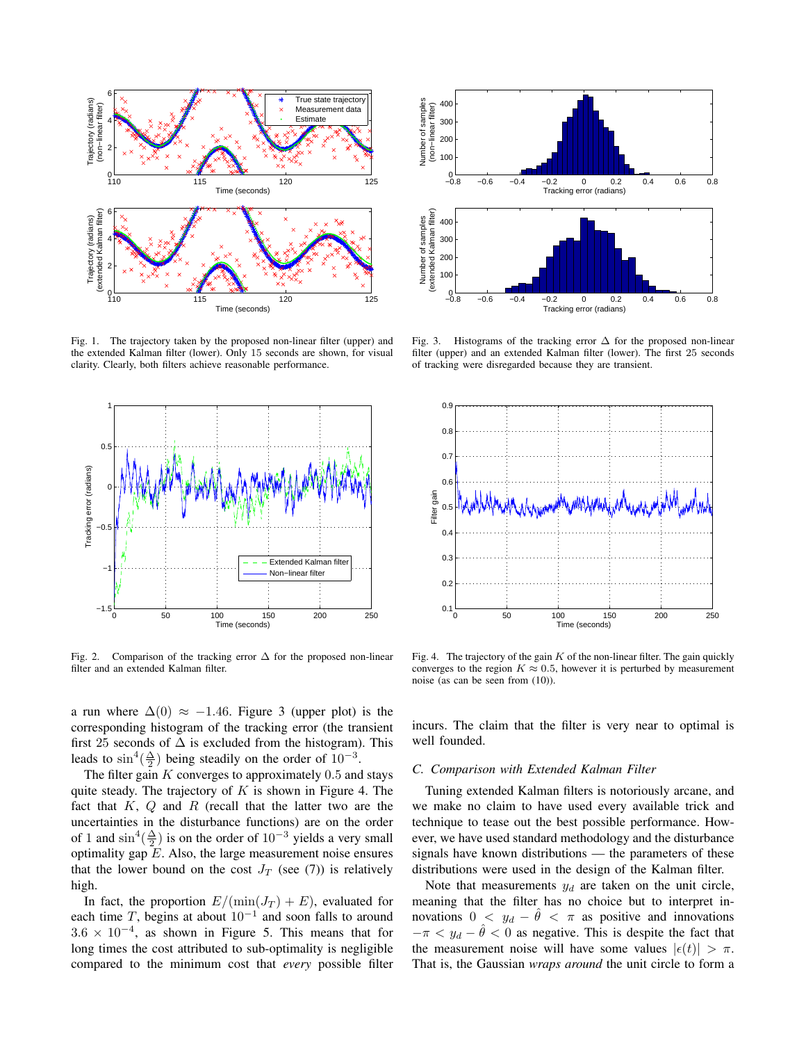Trajectory (radians) (non-linear filter)

True state trajectory
Measurement data
Estimate

Time (seconds)

Trajectory (radians) (extended Kalman filter)

Time (seconds)

Fig. 1. The trajectory taken by the proposed non-linear filter (upper) and the extended Kalman filter (lower). Only 15 seconds are shown, for visual clarity. Clearly, both filters achieve reasonable performance.

Number of samples (non-linear filter)

Tracking error (radians)

Number of samples (extended Kalman filter)

Tracking error (radians)

Fig. 3. Histograms of the tracking error $\Delta$ for the proposed non-linear filter (upper) and an extended Kalman filter (lower). The first 25 seconds of tracking were disregarded because they are transient.

Tracking error (radians)

Extended Kalman filter
Non-linear filter

Time (seconds)

Fig. 2. Comparison of the tracking error $\Delta$ for the proposed non-linear filter and an extended Kalman filter.

Filter gain

Time (seconds)

Fig. 4. The trajectory of the gain $K$ of the non-linear filter. The gain quickly converges to the region $K \approx 0.5$, however it is perturbed by measurement noise (as can be seen from (10)).

a run where $\Delta(0) \approx -1.46$. Figure 3 (upper plot) is the corresponding histogram of the tracking error (the transient first 25 seconds of $\Delta$ is excluded from the histogram). This leads to $\sin^4(\frac{\Delta}{2})$ being steadily on the order of $10^{-3}$.

The filter gain $K$ converges to approximately 0.5 and stays quite steady. The trajectory of $K$ is shown in Figure 4. The fact that $K$, $Q$ and $R$ (recall that the latter two are the uncertainties in the disturbance functions) are on the order of 1 and $\sin^4(\frac{\Delta}{2})$ is on the order of $10^{-3}$ yields a very small optimality gap $E$. Also, the large measurement noise ensures that the lower bound on the cost $J_T$ (see (7)) is relatively high.

In fact, the proportion $E/(\min(J_T) + E)$, evaluated for each time $T$, begins at about $10^{-1}$ and soon falls to around $3.6 \times 10^{-4}$, as shown in Figure 5. This means that for long times the cost attributed to sub-optimality is negligible compared to the minimum cost that *every* possible filter incurs. The claim that the filter is very near to optimal is well founded.

### C. Comparison with Extended Kalman Filter

Tuning extended Kalman filters is notoriously arcane, and we make no claim to have used every available trick and technique to tease out the best possible performance. However, we have used standard methodology and the disturbance signals have known distributions — the parameters of these distributions were used in the design of the Kalman filter.

Note that measurements $y_d$ are taken on the unit circle, meaning that the filter has no choice but to interpret innovations $0 < y_d - \hat{\theta} < \pi$ as positive and innovations $-\pi < y_d - \hat{\theta} < 0$ as negative. This is despite the fact that the measurement noise will have some values $|\epsilon(t)| > \pi$. That is, the Gaussian *wraps around* the unit circle to form a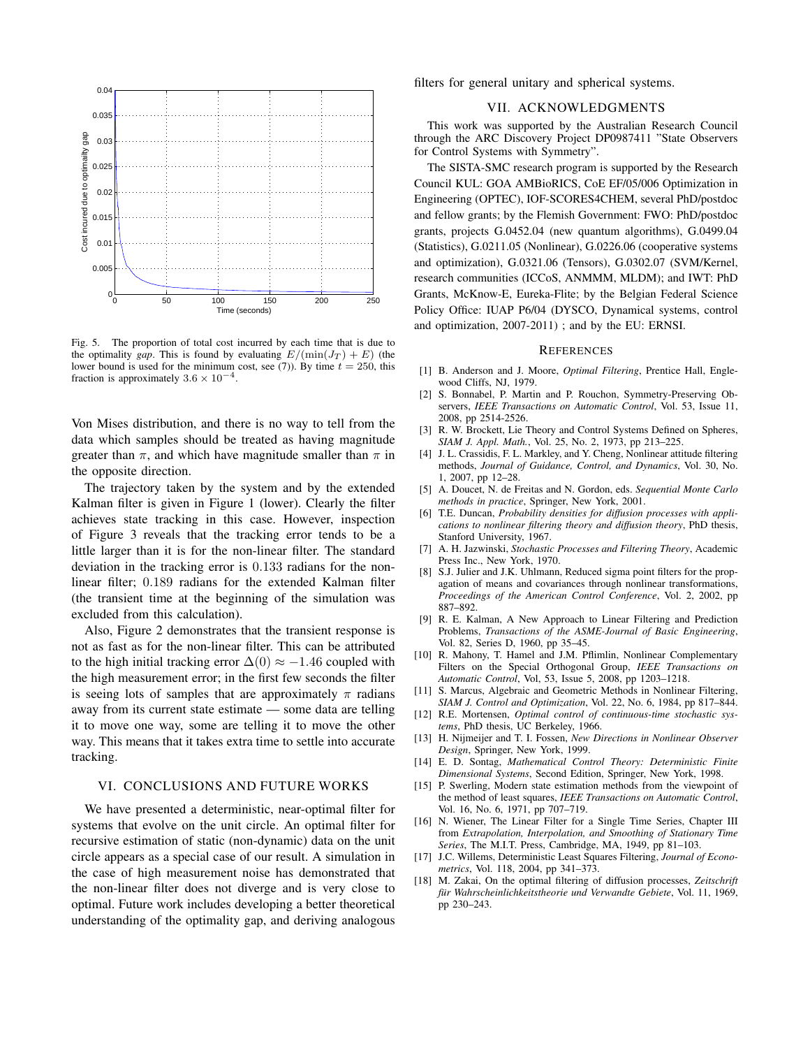0.04
0.035
0.03
0.025
0.02
0.015
0.01
0.005
0
0
50
100
150
200
250
Time (seconds)
Cost incured due to optimality gap

Fig. 5. The proportion of total cost incurred by each time that is due to the optimality *gap*. This is found by evaluating $E/(\min(J_T) + E)$ (the lower bound is used for the minimum cost, see (7)). By time $t = 250$, this fraction is approximately $3.6 \times 10^{-4}$.

Von Mises distribution, and there is no way to tell from the data which samples should be treated as having magnitude greater than $\pi$, and which have magnitude smaller than $\pi$ in the opposite direction.

The trajectory taken by the system and by the extended Kalman filter is given in Figure 1 (lower). Clearly the filter achieves state tracking in this case. However, inspection of Figure 3 reveals that the tracking error tends to be a little larger than it is for the non-linear filter. The standard deviation in the tracking error is $0.133$ radians for the non-linear filter; $0.189$ radians for the extended Kalman filter (the transient time at the beginning of the simulation was excluded from this calculation).

Also, Figure 2 demonstrates that the transient response is not as fast as for the non-linear filter. This can be attributed to the high initial tracking error $\Delta(0) \approx -1.46$ coupled with the high measurement error; in the first few seconds the filter is seeing lots of samples that are approximately $\pi$ radians away from its current state estimate — some data are telling it to move one way, some are telling it to move the other way. This means that it takes extra time to settle into accurate tracking.

## VI. CONCLUSIONS AND FUTURE WORKS

We have presented a deterministic, near-optimal filter for systems that evolve on the unit circle. An optimal filter for recursive estimation of static (non-dynamic) data on the unit circle appears as a special case of our result. A simulation in the case of high measurement noise has demonstrated that the non-linear filter does not diverge and is very close to optimal. Future work includes developing a better theoretical understanding of the optimality gap, and deriving analogous filters for general unitary and spherical systems.

## VII. ACKNOWLEDGMENTS

This work was supported by the Australian Research Council through the ARC Discovery Project DP0987411 "State Observers for Control Systems with Symmetry".

The SISTA-SMC research program is supported by the Research Council KUL: GOA AMBioRICS, CoE EF/05/006 Optimization in Engineering (OPTEC), IOF-SCORES4CHEM, several PhD/postdoc and fellow grants; by the Flemish Government: FWO: PhD/postdoc grants, projects G.0452.04 (new quantum algorithms), G.0499.04 (Statistics), G.0211.05 (Nonlinear), G.0226.06 (cooperative systems and optimization), G.0321.06 (Tensors), G.0302.07 (SVM/Kernel, research communities (ICCoS, ANMMM, MLDM); and IWT: PhD Grants, McKnow-E, Eureka-Flite; by the Belgian Federal Science Policy Office: IUAP P6/04 (DYSCO, Dynamical systems, control and optimization, 2007-2011) ; and by the EU: ERNSI.

## REFERENCES

[1] B. Anderson and J. Moore, *Optimal Filtering*, Prentice Hall, Englewood Cliffs, NJ, 1979.

[2] S. Bonnabel, P. Martin and P. Rouchon, Symmetry-Preserving Observers, *IEEE Transactions on Automatic Control*, Vol. 53, Issue 11, 2008, pp 2514-2526.

[3] R. W. Brockett, Lie Theory and Control Systems Defined on Spheres, *SIAM J. Appl. Math.*, Vol. 25, No. 2, 1973, pp 213–225.

[4] J. L. Crassidis, F. L. Markley, and Y. Cheng, Nonlinear attitude filtering methods, *Journal of Guidance, Control, and Dynamics*, Vol. 30, No. 1, 2007, pp 12–28.

[5] A. Doucet, N. de Freitas and N. Gordon, eds. *Sequential Monte Carlo methods in practice*, Springer, New York, 2001.

[6] T.E. Duncan, *Probability densities for diffusion processes with applications to nonlinear filtering theory and diffusion theory*, PhD thesis, Stanford University, 1967.

[7] A. H. Jazwinski, *Stochastic Processes and Filtering Theory*, Academic Press Inc., New York, 1970.

[8] S.J. Julier and J.K. Uhlmann, Reduced sigma point filters for the propagation of means and covariances through nonlinear transformations, *Proceedings of the American Control Conference*, Vol. 2, 2002, pp 887–892.

[9] R. E. Kalman, A New Approach to Linear Filtering and Prediction Problems, *Transactions of the ASME-Journal of Basic Engineering*, Vol. 82, Series D, 1960, pp 35–45.

[10] R. Mahony, T. Hamel and J.M. Pflimlin, Nonlinear Complementary Filters on the Special Orthogonal Group, *IEEE Transactions on Automatic Control*, Vol, 53, Issue 5, 2008, pp 1203–1218.

[11] S. Marcus, Algebraic and Geometric Methods in Nonlinear Filtering, *SIAM J. Control and Optimization*, Vol. 22, No. 6, 1984, pp 817–844.

[12] R.E. Mortensen, *Optimal control of continuous-time stochastic systems*, PhD thesis, UC Berkeley, 1966.

[13] H. Nijmeijer and T. I. Fossen, *New Directions in Nonlinear Observer Design*, Springer, New York, 1999.

[14] E. D. Sontag, *Mathematical Control Theory: Deterministic Finite Dimensional Systems*, Second Edition, Springer, New York, 1998.

[15] P. Swerling, Modern state estimation methods from the viewpoint of the method of least squares, *IEEE Transactions on Automatic Control*, Vol. 16, No. 6, 1971, pp 707–719.

[16] N. Wiener, The Linear Filter for a Single Time Series, Chapter III from *Extrapolation, Interpolation, and Smoothing of Stationary Time Series*, The M.I.T. Press, Cambridge, MA, 1949, pp 81–103.

[17] J.C. Willems, Deterministic Least Squares Filtering, *Journal of Econometrics*, Vol. 118, 2004, pp 341–373.

[18] M. Zakai, On the optimal filtering of diffusion processes, *Zeitschrift für Wahrscheinlichkeitstheorie und Verwandte Gebiete*, Vol. 11, 1969, pp 230–243.